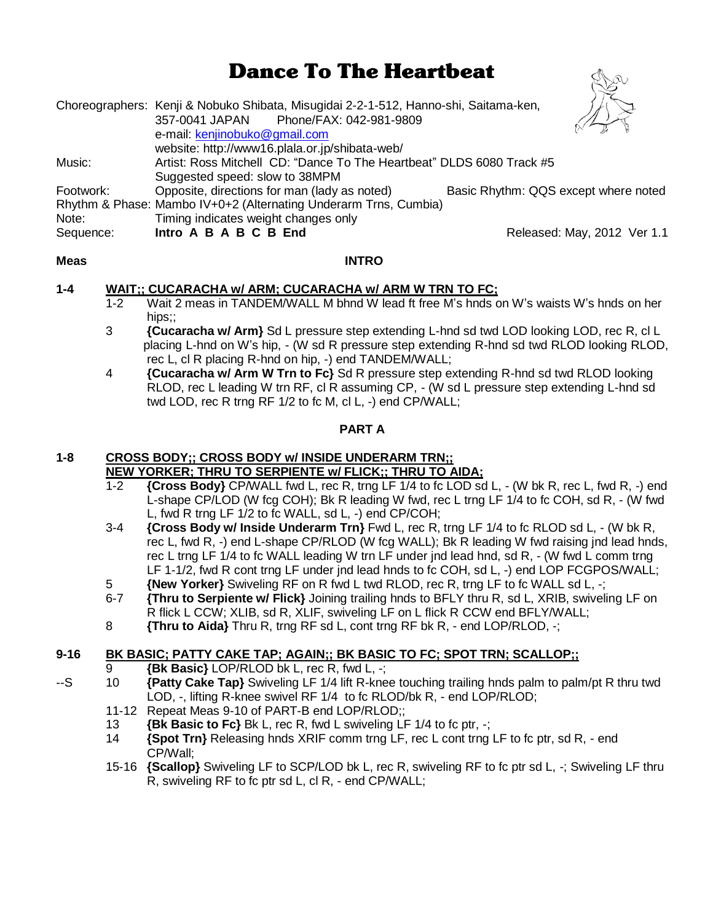# Dance To The Heartbeat

Choreographers: Kenji & Nobuko Shibata, Misugidai 2-2-1-512, Hanno-shi, Saitama-ken, 357-0041 JAPAN Phone/FAX: 042-981-9809
e-mail: kenjinobuko@gmail.com
website: http://www16.plala.or.jp/shibata-web/

Music: Artist: Ross Mitchell CD: "Dance To The Heartbeat" DLDS 6080 Track #5
Suggested speed: slow to 38MPM

Footwork: Opposite, directions for man (lady as noted) Basic Rhythm: QQS except where noted

Rhythm & Phase: Mambo IV+0+2 (Alternating Underarm Trns, Cumbia)

Note: Timing indicates weight changes only

Sequence: **Intro A B A B C B End** Released: May, 2012 Ver 1.1

**Meas** **INTRO**

**1-4 WAIT;; CUCARACHA w/ ARM; CUCARACHA w/ ARM W TRN TO FC;**

- 1-2 Wait 2 meas in TANDEM/WALL M bhnd W lead ft free M's hnds on W's waists W's hnds on her hips;;
- 3 **{Cucaracha w/ Arm}** Sd L pressure step extending L-hnd sd twd LOD looking LOD, rec R, cl L placing L-hnd on W's hip, - (W sd R pressure step extending R-hnd sd twd RLOD looking RLOD, rec L, cl R placing R-hnd on hip, -) end TANDEM/WALL;
- 4 **{Cucaracha w/ Arm W Trn to Fc}** Sd R pressure step extending R-hnd sd twd RLOD looking RLOD, rec L leading W trn RF, cl R assuming CP, - (W sd L pressure step extending L-hnd sd twd LOD, rec R trng RF 1/2 to fc M, cl L, -) end CP/WALL;

**PART A**

**1-8 CROSS BODY;; CROSS BODY w/ INSIDE UNDERARM TRN;;**
**NEW YORKER; THRU TO SERPIENTE w/ FLICK;; THRU TO AIDA;**

- 1-2 **{Cross Body}** CP/WALL fwd L, rec R, trng LF 1/4 to fc LOD sd L, - (W bk R, rec L, fwd R, -) end L-shape CP/LOD (W fcg COH); Bk R leading W fwd, rec L trng LF 1/4 to fc COH, sd R, - (W fwd L, fwd R trng LF 1/2 to fc WALL, sd L, -) end CP/COH;
- 3-4 **{Cross Body w/ Inside Underarm Trn}** Fwd L, rec R, trng LF 1/4 to fc RLOD sd L, - (W bk R, rec L, fwd R, -) end L-shape CP/RLOD (W fcg WALL); Bk R leading W fwd raising jnd lead hnds, rec L trng LF 1/4 to fc WALL leading W trn LF under jnd lead hnd, sd R, - (W fwd L comm trng LF 1-1/2, fwd R cont trng LF under jnd lead hnds to fc COH, sd L, -) end LOP FCGPOS/WALL;
- 5 **{New Yorker}** Swiveling RF on R fwd L twd RLOD, rec R, trng LF to fc WALL sd L, -;
- 6-7 **{Thru to Serpiente w/ Flick}** Joining trailing hnds to BFLY thru R, sd L, XRIB, swiveling LF on R flick L CCW; XLIB, sd R, XLIF, swiveling LF on L flick R CCW end BFLY/WALL;
- 8 **{Thru to Aida}** Thru R, trng RF sd L, cont trng RF bk R, - end LOP/RLOD, -;

**9-16 BK BASIC; PATTY CAKE TAP; AGAIN;; BK BASIC TO FC; SPOT TRN; SCALLOP;;**

- 9 **{Bk Basic}** LOP/RLOD bk L, rec R, fwd L, -;
- --S 10 **{Patty Cake Tap}** Swiveling LF 1/4 lift R-knee touching trailing hnds palm to palm/pt R thru twd LOD, -, lifting R-knee swivel RF 1/4 to fc RLOD/bk R, - end LOP/RLOD;
- 11-12 Repeat Meas 9-10 of PART-B end LOP/RLOD;;
- 13 **{Bk Basic to Fc}** Bk L, rec R, fwd L swiveling LF 1/4 to fc ptr, -;
- 14 **{Spot Trn}** Releasing hnds XRIF comm trng LF, rec L cont trng LF to fc ptr, sd R, - end CP/Wall;
- 15-16 **{Scallop}** Swiveling LF to SCP/LOD bk L, rec R, swiveling RF to fc ptr sd L, -; Swiveling LF thru R, swiveling RF to fc ptr sd L, cl R, - end CP/WALL;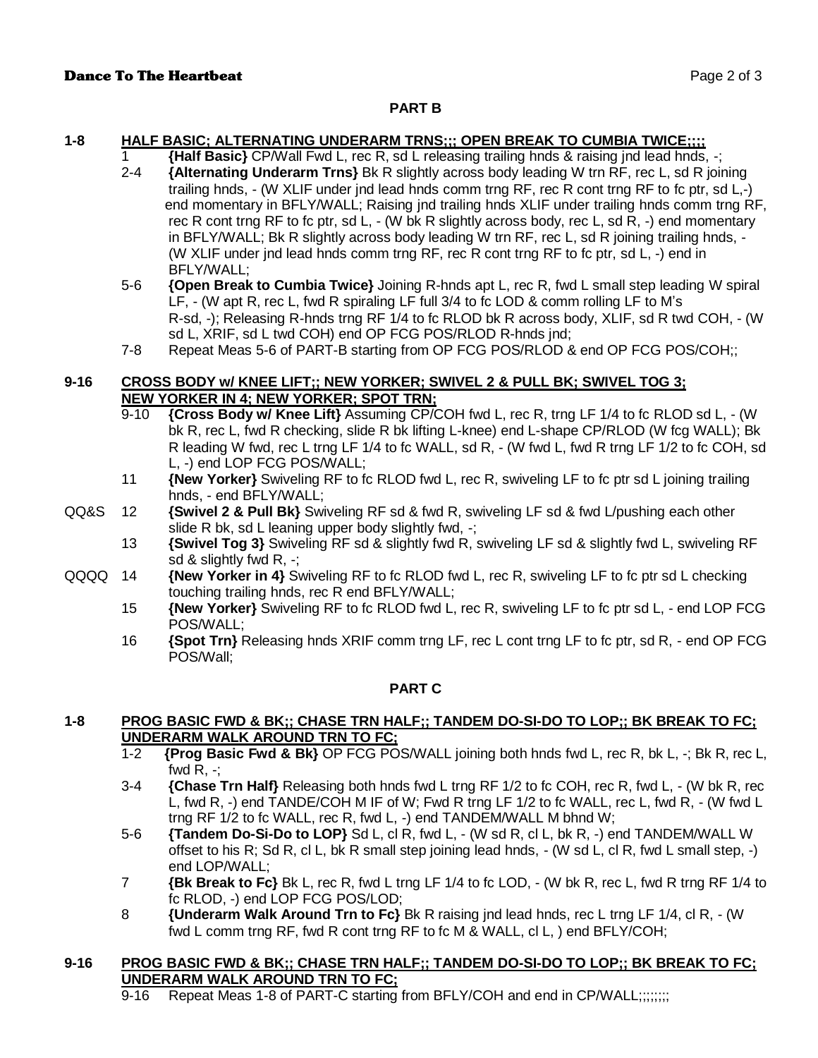## PART B

**1-8 HALF BASIC; ALTERNATING UNDERARM TRNS;;; OPEN BREAK TO CUMBIA TWICE;;;;**

1 **{Half Basic}** CP/Wall Fwd L, rec R, sd L releasing trailing hnds & raising jnd lead hnds, -;

2-4 **{Alternating Underarm Trns}** Bk R slightly across body leading W trn RF, rec L, sd R joining trailing hnds, - (W XLIF under jnd lead hnds comm trng RF, rec R cont trng RF to fc ptr, sd L,-) end momentary in BFLY/WALL; Raising jnd trailing hnds XLIF under trailing hnds comm trng RF, rec R cont trng RF to fc ptr, sd L, - (W bk R slightly across body, rec L, sd R, -) end momentary in BFLY/WALL; Bk R slightly across body leading W trn RF, rec L, sd R joining trailing hnds, - (W XLIF under jnd lead hnds comm trng RF, rec R cont trng RF to fc ptr, sd L, -) end in BFLY/WALL;

5-6 **{Open Break to Cumbia Twice}** Joining R-hnds apt L, rec R, fwd L small step leading W spiral LF, - (W apt R, rec L, fwd R spiraling LF full 3/4 to fc LOD & comm rolling LF to M's R-sd, -); Releasing R-hnds trng RF 1/4 to fc RLOD bk R across body, XLIF, sd R twd COH, - (W sd L, XRIF, sd L twd COH) end OP FCG POS/RLOD R-hnds jnd;

7-8 Repeat Meas 5-6 of PART-B starting from OP FCG POS/RLOD & end OP FCG POS/COH;;

**9-16 CROSS BODY w/ KNEE LIFT;; NEW YORKER; SWIVEL 2 & PULL BK; SWIVEL TOG 3; NEW YORKER IN 4; NEW YORKER; SPOT TRN;**

9-10 **{Cross Body w/ Knee Lift}** Assuming CP/COH fwd L, rec R, trng LF 1/4 to fc RLOD sd L, - (W bk R, rec L, fwd R checking, slide R bk lifting L-knee) end L-shape CP/RLOD (W fcg WALL); Bk R leading W fwd, rec L trng LF 1/4 to fc WALL, sd R, - (W fwd L, fwd R trng LF 1/2 to fc COH, sd L, -) end LOP FCG POS/WALL;

11 **{New Yorker}** Swiveling RF to fc RLOD fwd L, rec R, swiveling LF to fc ptr sd L joining trailing hnds, - end BFLY/WALL;

QQ&S 12 **{Swivel 2 & Pull Bk}** Swiveling RF sd & fwd R, swiveling LF sd & fwd L/pushing each other slide R bk, sd L leaning upper body slightly fwd, -;

13 **{Swivel Tog 3}** Swiveling RF sd & slightly fwd R, swiveling LF sd & slightly fwd L, swiveling RF sd & slightly fwd R, -;

QQQQ 14 **{New Yorker in 4}** Swiveling RF to fc RLOD fwd L, rec R, swiveling LF to fc ptr sd L checking touching trailing hnds, rec R end BFLY/WALL;

15 **{New Yorker}** Swiveling RF to fc RLOD fwd L, rec R, swiveling LF to fc ptr sd L, - end LOP FCG POS/WALL;

16 **{Spot Trn}** Releasing hnds XRIF comm trng LF, rec L cont trng LF to fc ptr, sd R, - end OP FCG POS/Wall;

## PART C

**1-8 PROG BASIC FWD & BK;; CHASE TRN HALF;; TANDEM DO-SI-DO TO LOP;; BK BREAK TO FC; UNDERARM WALK AROUND TRN TO FC;**

1-2 **{Prog Basic Fwd & Bk}** OP FCG POS/WALL joining both hnds fwd L, rec R, bk L, -; Bk R, rec L, fwd R, -;

3-4 **{Chase Trn Half}** Releasing both hnds fwd L trng RF 1/2 to fc COH, rec R, fwd L, - (W bk R, rec L, fwd R, -) end TANDE/COH M IF of W; Fwd R trng LF 1/2 to fc WALL, rec L, fwd R, - (W fwd L trng RF 1/2 to fc WALL, rec R, fwd L, -) end TANDEM/WALL M bhnd W;

5-6 **{Tandem Do-Si-Do to LOP}** Sd L, cl R, fwd L, - (W sd R, cl L, bk R, -) end TANDEM/WALL W offset to his R; Sd R, cl L, bk R small step joining lead hnds, - (W sd L, cl R, fwd L small step, -) end LOP/WALL;

7 **{Bk Break to Fc}** Bk L, rec R, fwd L trng LF 1/4 to fc LOD, - (W bk R, rec L, fwd R trng RF 1/4 to fc RLOD, -) end LOP FCG POS/LOD;

8 **{Underarm Walk Around Trn to Fc}** Bk R raising jnd lead hnds, rec L trng LF 1/4, cl R, - (W fwd L comm trng RF, fwd R cont trng RF to fc M & WALL, cl L, ) end BFLY/COH;

**9-16 PROG BASIC FWD & BK;; CHASE TRN HALF;; TANDEM DO-SI-DO TO LOP;; BK BREAK TO FC; UNDERARM WALK AROUND TRN TO FC;**

9-16 Repeat Meas 1-8 of PART-C starting from BFLY/COH and end in CP/WALL;;;;;;;;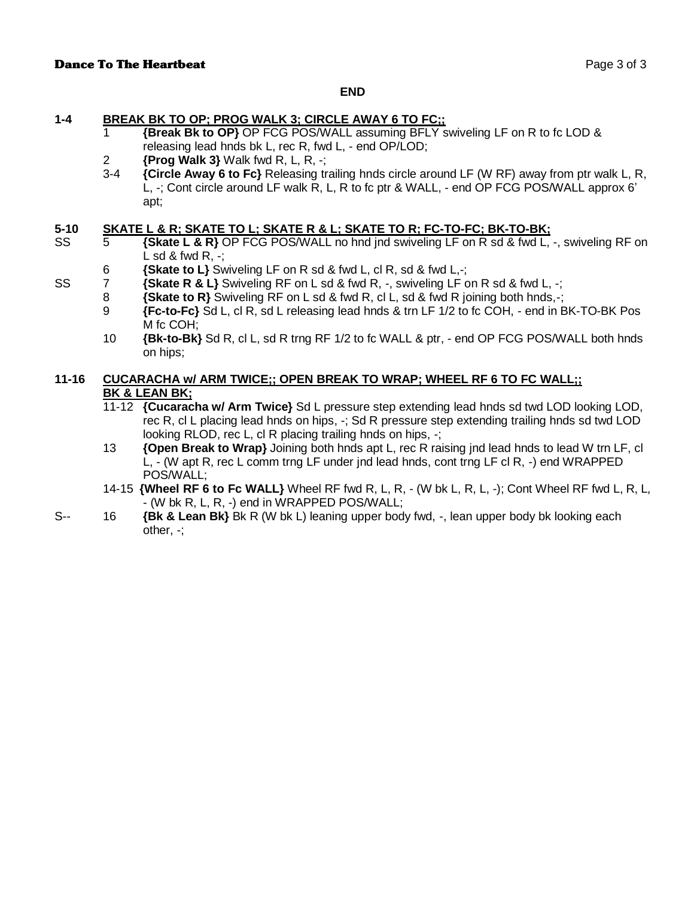**END**

**1-4 BREAK BK TO OP; PROG WALK 3; CIRCLE AWAY 6 TO FC;;**

1 **{Break Bk to OP}** OP FCG POS/WALL assuming BFLY swiveling LF on R to fc LOD & releasing lead hnds bk L, rec R, fwd L, - end OP/LOD;

2 **{Prog Walk 3}** Walk fwd R, L, R, -;

3-4 **{Circle Away 6 to Fc}** Releasing trailing hnds circle around LF (W RF) away from ptr walk L, R, L, -; Cont circle around LF walk R, L, R to fc ptr & WALL, - end OP FCG POS/WALL approx 6' apt;

**5-10 SKATE L & R; SKATE TO L; SKATE R & L; SKATE TO R; FC-TO-FC; BK-TO-BK;**

SS 5 **{Skate L & R}** OP FCG POS/WALL no hnd jnd swiveling LF on R sd & fwd L, -, swiveling RF on L sd & fwd R, -;

6 **{Skate to L}** Swiveling LF on R sd & fwd L, cl R, sd & fwd L,-;

SS 7 **{Skate R & L}** Swiveling RF on L sd & fwd R, -, swiveling LF on R sd & fwd L, -;

8 **{Skate to R}** Swiveling RF on L sd & fwd R, cl L, sd & fwd R joining both hnds,-;

9 **{Fc-to-Fc}** Sd L, cl R, sd L releasing lead hnds & trn LF 1/2 to fc COH, - end in BK-TO-BK Pos M fc COH;

10 **{Bk-to-Bk}** Sd R, cl L, sd R trng RF 1/2 to fc WALL & ptr, - end OP FCG POS/WALL both hnds on hips;

**11-16 CUCARACHA w/ ARM TWICE;; OPEN BREAK TO WRAP; WHEEL RF 6 TO FC WALL;; BK & LEAN BK;**

11-12 **{Cucaracha w/ Arm Twice}** Sd L pressure step extending lead hnds sd twd LOD looking LOD, rec R, cl L placing lead hnds on hips, -; Sd R pressure step extending trailing hnds sd twd LOD looking RLOD, rec L, cl R placing trailing hnds on hips, -;

13 **{Open Break to Wrap}** Joining both hnds apt L, rec R raising jnd lead hnds to lead W trn LF, cl L, - (W apt R, rec L comm trng LF under jnd lead hnds, cont trng LF cl R, -) end WRAPPED POS/WALL;

14-15 **{Wheel RF 6 to Fc WALL}** Wheel RF fwd R, L, R, - (W bk L, R, L, -); Cont Wheel RF fwd L, R, L, - (W bk R, L, R, -) end in WRAPPED POS/WALL;

S-- 16 **{Bk & Lean Bk}** Bk R (W bk L) leaning upper body fwd, -, lean upper body bk looking each other, -;